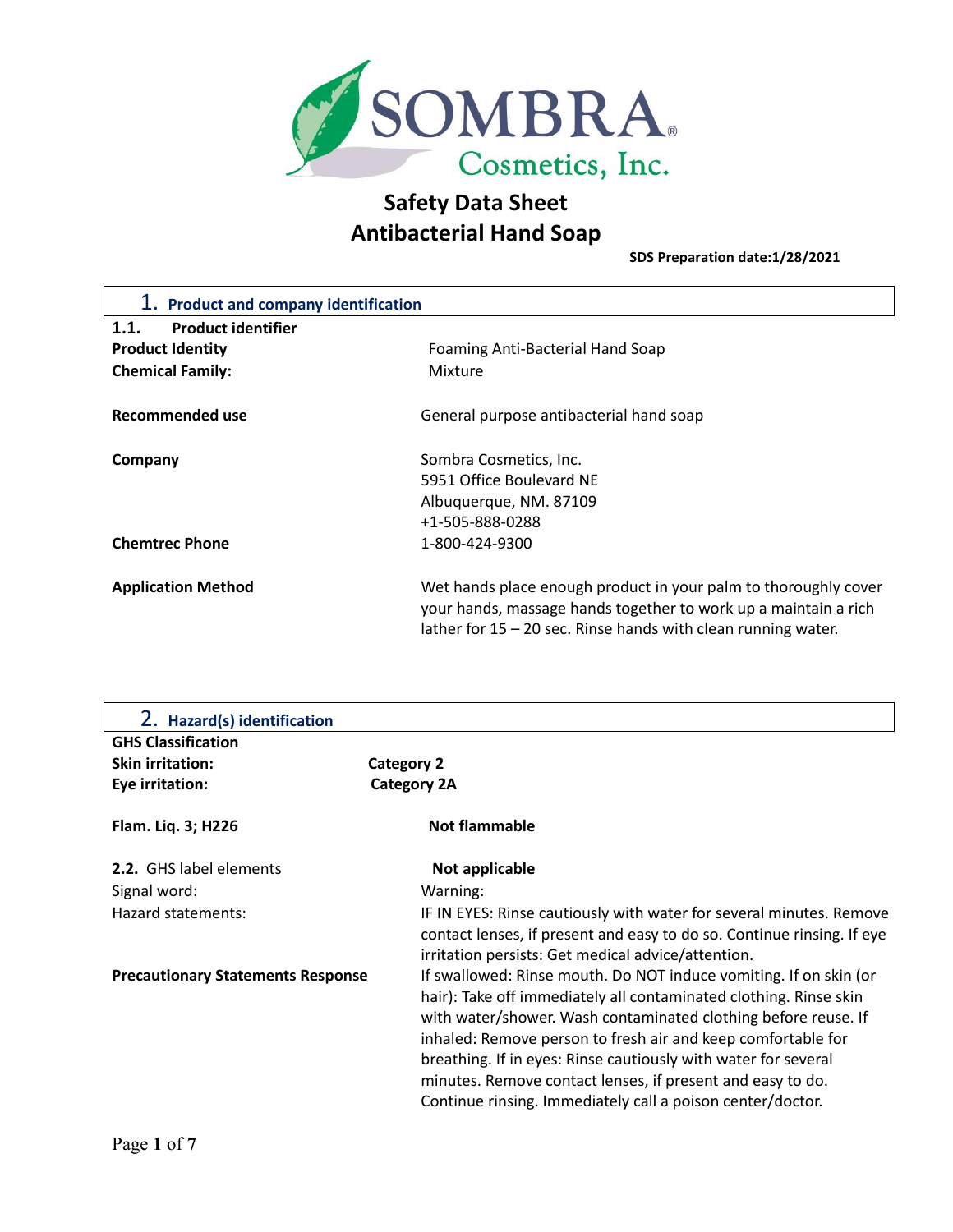SOMBRA® Cosmetics, Inc.

# Safety Data Sheet
# Antibacterial Hand Soap

**SDS Preparation date:1/28/2021**

## 1. Product and company identification

**1.1. Product identifier**

| | |
|---|---|
| **Product Identity** | Foaming Anti-Bacterial Hand Soap |
| **Chemical Family:** | Mixture |
| **Recommended use** | General purpose antibacterial hand soap |
| **Company** | Sombra Cosmetics, Inc.<br>5951 Office Boulevard NE<br>Albuquerque, NM. 87109<br>+1-505-888-0288 |
| **Chemtrec Phone** | 1-800-424-9300 |
| **Application Method** | Wet hands place enough product in your palm to thoroughly cover your hands, massage hands together to work up a maintain a rich lather for 15 – 20 sec. Rinse hands with clean running water. |

## 2. Hazard(s) identification

**GHS Classification**

| | |
|---|---|
| **Skin irritation:** | **Category 2** |
| **Eye irritation:** | **Category 2A** |
| **Flam. Liq. 3; H226** | **Not flammable** |
| **2.2.** GHS label elements | **Not applicable** |
| Signal word: | Warning: |
| Hazard statements: | IF IN EYES: Rinse cautiously with water for several minutes. Remove contact lenses, if present and easy to do so. Continue rinsing. If eye irritation persists: Get medical advice/attention. |
| **Precautionary Statements Response** | If swallowed: Rinse mouth. Do NOT induce vomiting. If on skin (or hair): Take off immediately all contaminated clothing. Rinse skin with water/shower. Wash contaminated clothing before reuse. If inhaled: Remove person to fresh air and keep comfortable for breathing. If in eyes: Rinse cautiously with water for several minutes. Remove contact lenses, if present and easy to do. Continue rinsing. Immediately call a poison center/doctor. |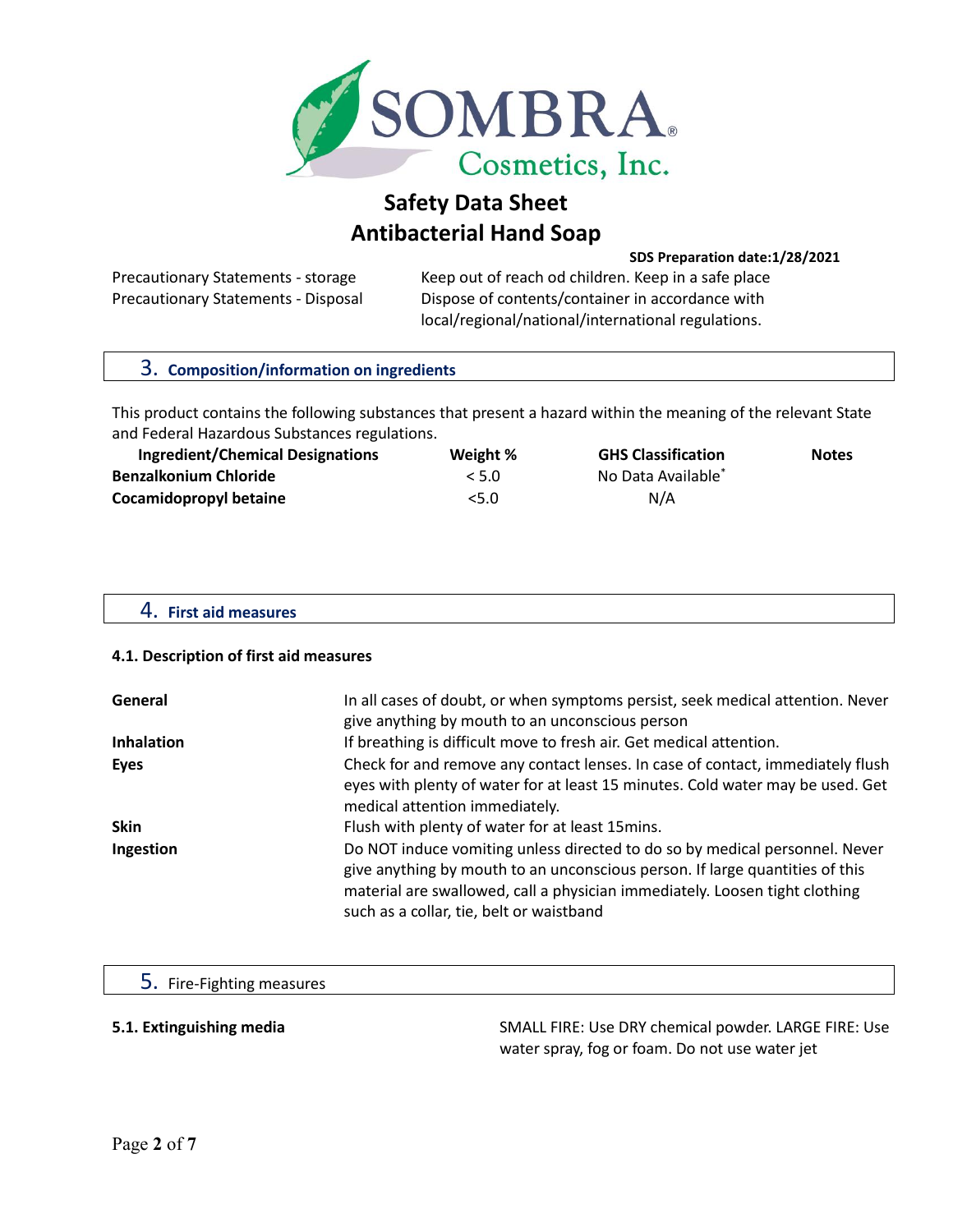# Safety Data Sheet
# Antibacterial Hand Soap

**SDS Preparation date:1/28/2021**

| | |
|---|---|
| Precautionary Statements - storage | Keep out of reach od children. Keep in a safe place |
| Precautionary Statements - Disposal | Dispose of contents/container in accordance with local/regional/national/international regulations. |

## 3. Composition/information on ingredients

This product contains the following substances that present a hazard within the meaning of the relevant State and Federal Hazardous Substances regulations.

| Ingredient/Chemical Designations | Weight % | GHS Classification | Notes |
|---|---|---|---|
| **Benzalkonium Chloride** | < 5.0 | No Data Available* | |
| **Cocamidopropyl betaine** | <5.0 | N/A | |

## 4. First aid measures

### 4.1. Description of first aid measures

| | |
|---|---|
| **General** | In all cases of doubt, or when symptoms persist, seek medical attention. Never give anything by mouth to an unconscious person |
| **Inhalation** | If breathing is difficult move to fresh air. Get medical attention. |
| **Eyes** | Check for and remove any contact lenses. In case of contact, immediately flush eyes with plenty of water for at least 15 minutes. Cold water may be used. Get medical attention immediately. |
| **Skin** | Flush with plenty of water for at least 15mins. |
| **Ingestion** | Do NOT induce vomiting unless directed to do so by medical personnel. Never give anything by mouth to an unconscious person. If large quantities of this material are swallowed, call a physician immediately. Loosen tight clothing such as a collar, tie, belt or waistband |

## 5. Fire-Fighting measures

**5.1. Extinguishing media** SMALL FIRE: Use DRY chemical powder. LARGE FIRE: Use water spray, fog or foam. Do not use water jet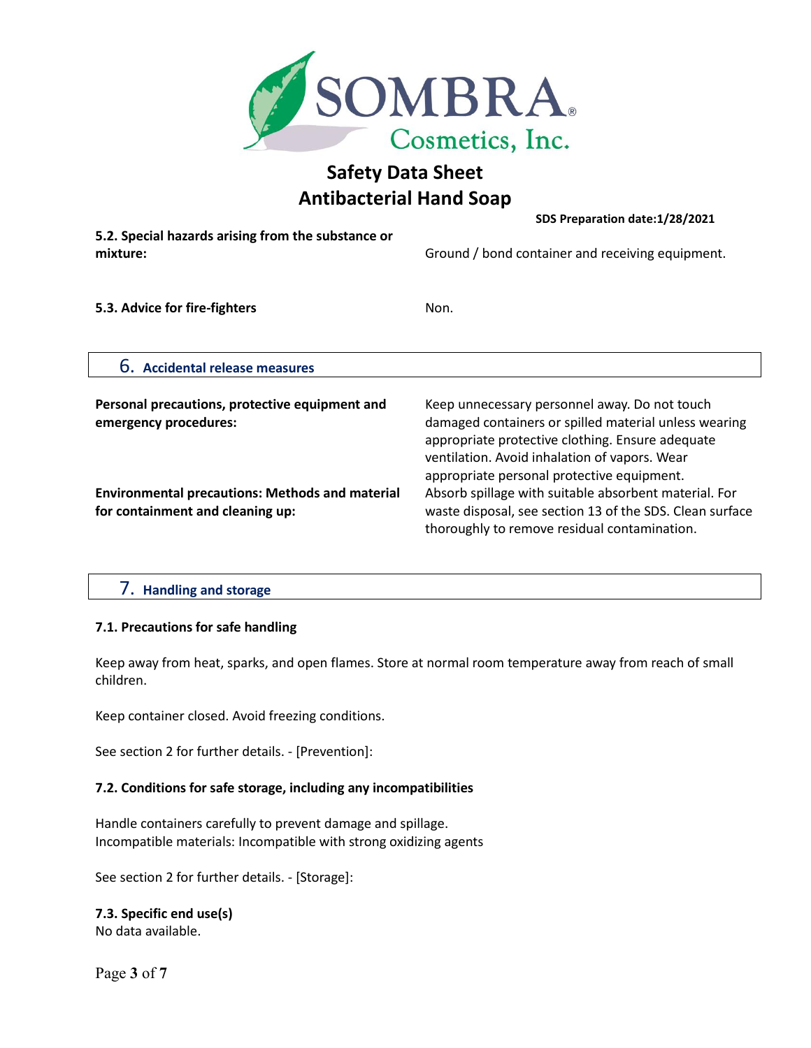**5.2. Special hazards arising from the substance or mixture:**

Ground / bond container and receiving equipment.

**5.3. Advice for fire-fighters**

Non.

## 6. Accidental release measures

**Personal precautions, protective equipment and emergency procedures:**

Keep unnecessary personnel away. Do not touch damaged containers or spilled material unless wearing appropriate protective clothing. Ensure adequate ventilation. Avoid inhalation of vapors. Wear appropriate personal protective equipment.

**Environmental precautions: Methods and material for containment and cleaning up:**

Absorb spillage with suitable absorbent material. For waste disposal, see section 13 of the SDS. Clean surface thoroughly to remove residual contamination.

## 7. Handling and storage

### 7.1. Precautions for safe handling

Keep away from heat, sparks, and open flames. Store at normal room temperature away from reach of small children.

Keep container closed. Avoid freezing conditions.

See section 2 for further details. - [Prevention]:

### 7.2. Conditions for safe storage, including any incompatibilities

Handle containers carefully to prevent damage and spillage.
Incompatible materials: Incompatible with strong oxidizing agents

See section 2 for further details. - [Storage]:

### 7.3. Specific end use(s)

No data available.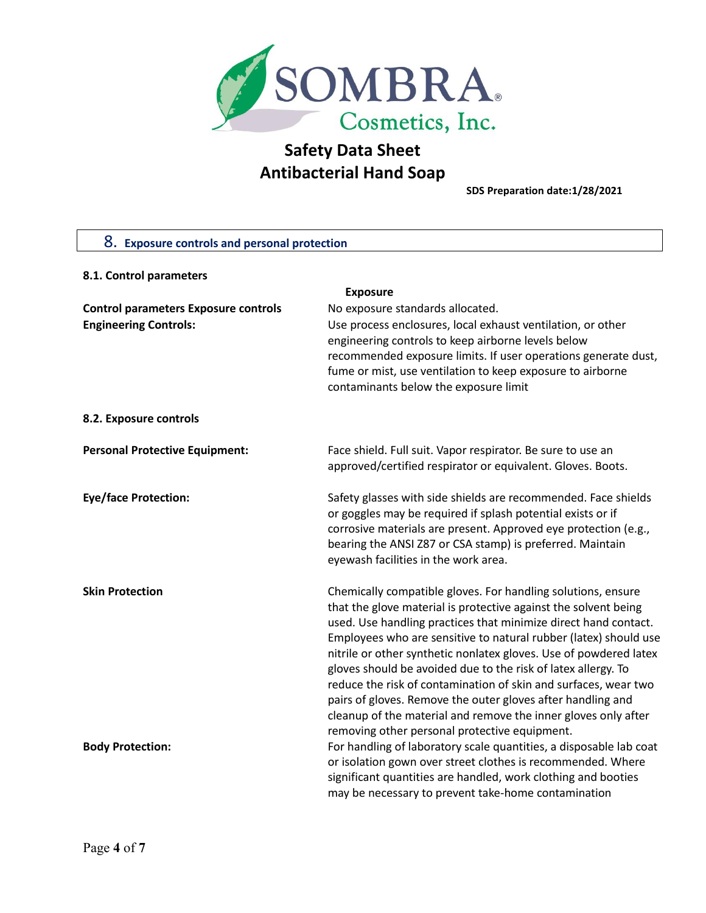SOMBRA® Cosmetics, Inc.

# Safety Data Sheet
# Antibacterial Hand Soap

**SDS Preparation date:1/28/2021**

## 8. Exposure controls and personal protection

### 8.1. Control parameters

| | **Exposure** |
|---|---|
| **Control parameters Exposure controls** | No exposure standards allocated. |
| **Engineering Controls:** | Use process enclosures, local exhaust ventilation, or other engineering controls to keep airborne levels below recommended exposure limits. If user operations generate dust, fume or mist, use ventilation to keep exposure to airborne contaminants below the exposure limit |

### 8.2. Exposure controls

**Personal Protective Equipment:** Face shield. Full suit. Vapor respirator. Be sure to use an approved/certified respirator or equivalent. Gloves. Boots.

**Eye/face Protection:** Safety glasses with side shields are recommended. Face shields or goggles may be required if splash potential exists or if corrosive materials are present. Approved eye protection (e.g., bearing the ANSI Z87 or CSA stamp) is preferred. Maintain eyewash facilities in the work area.

**Skin Protection** Chemically compatible gloves. For handling solutions, ensure that the glove material is protective against the solvent being used. Use handling practices that minimize direct hand contact. Employees who are sensitive to natural rubber (latex) should use nitrile or other synthetic nonlatex gloves. Use of powdered latex gloves should be avoided due to the risk of latex allergy. To reduce the risk of contamination of skin and surfaces, wear two pairs of gloves. Remove the outer gloves after handling and cleanup of the material and remove the inner gloves only after removing other personal protective equipment.

**Body Protection:** For handling of laboratory scale quantities, a disposable lab coat or isolation gown over street clothes is recommended. Where significant quantities are handled, work clothing and booties may be necessary to prevent take-home contamination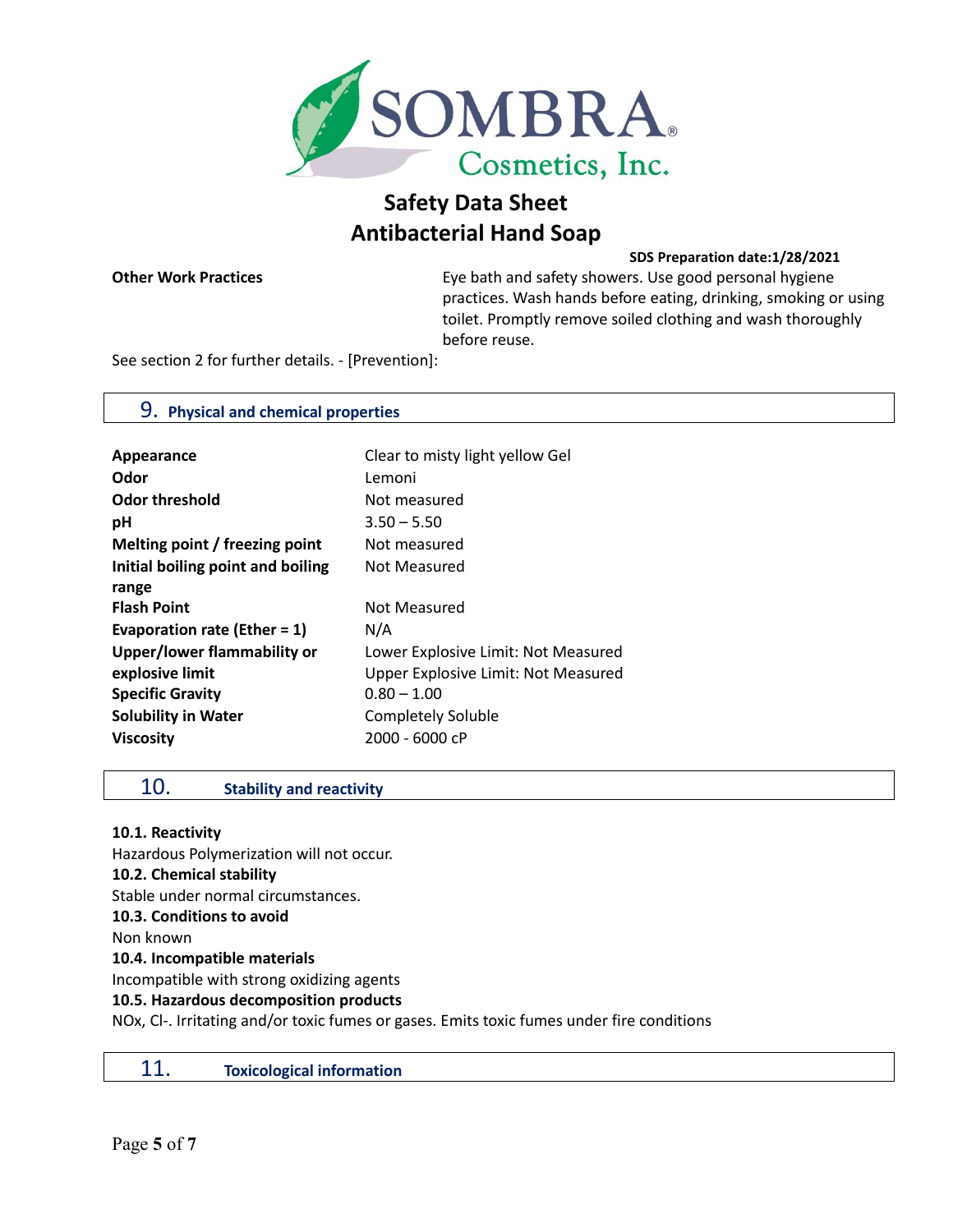Safety Data Sheet
Antibacterial Hand Soap

**SDS Preparation date:1/28/2021**

| | |
|---|---|
| **Other Work Practices** | Eye bath and safety showers. Use good personal hygiene practices. Wash hands before eating, drinking, smoking or using toilet. Promptly remove soiled clothing and wash thoroughly before reuse. |

See section 2 for further details. - [Prevention]:

## 9. Physical and chemical properties

| | |
|---|---|
| **Appearance** | Clear to misty light yellow Gel |
| **Odor** | Lemoni |
| **Odor threshold** | Not measured |
| **pH** | 3.50 – 5.50 |
| **Melting point / freezing point** | Not measured |
| **Initial boiling point and boiling range** | Not Measured |
| **Flash Point** | Not Measured |
| **Evaporation rate (Ether = 1)** | N/A |
| **Upper/lower flammability or explosive limit** | Lower Explosive Limit: Not Measured<br>Upper Explosive Limit: Not Measured |
| **Specific Gravity** | 0.80 – 1.00 |
| **Solubility in Water** | Completely Soluble |
| **Viscosity** | 2000 - 6000 cP |

## 10. Stability and reactivity

**10.1. Reactivity**
Hazardous Polymerization will not occur.

**10.2. Chemical stability**
Stable under normal circumstances.

**10.3. Conditions to avoid**
Non known

**10.4. Incompatible materials**
Incompatible with strong oxidizing agents

**10.5. Hazardous decomposition products**
$NO_x$, $Cl^-$. Irritating and/or toxic fumes or gases. Emits toxic fumes under fire conditions

## 11. Toxicological information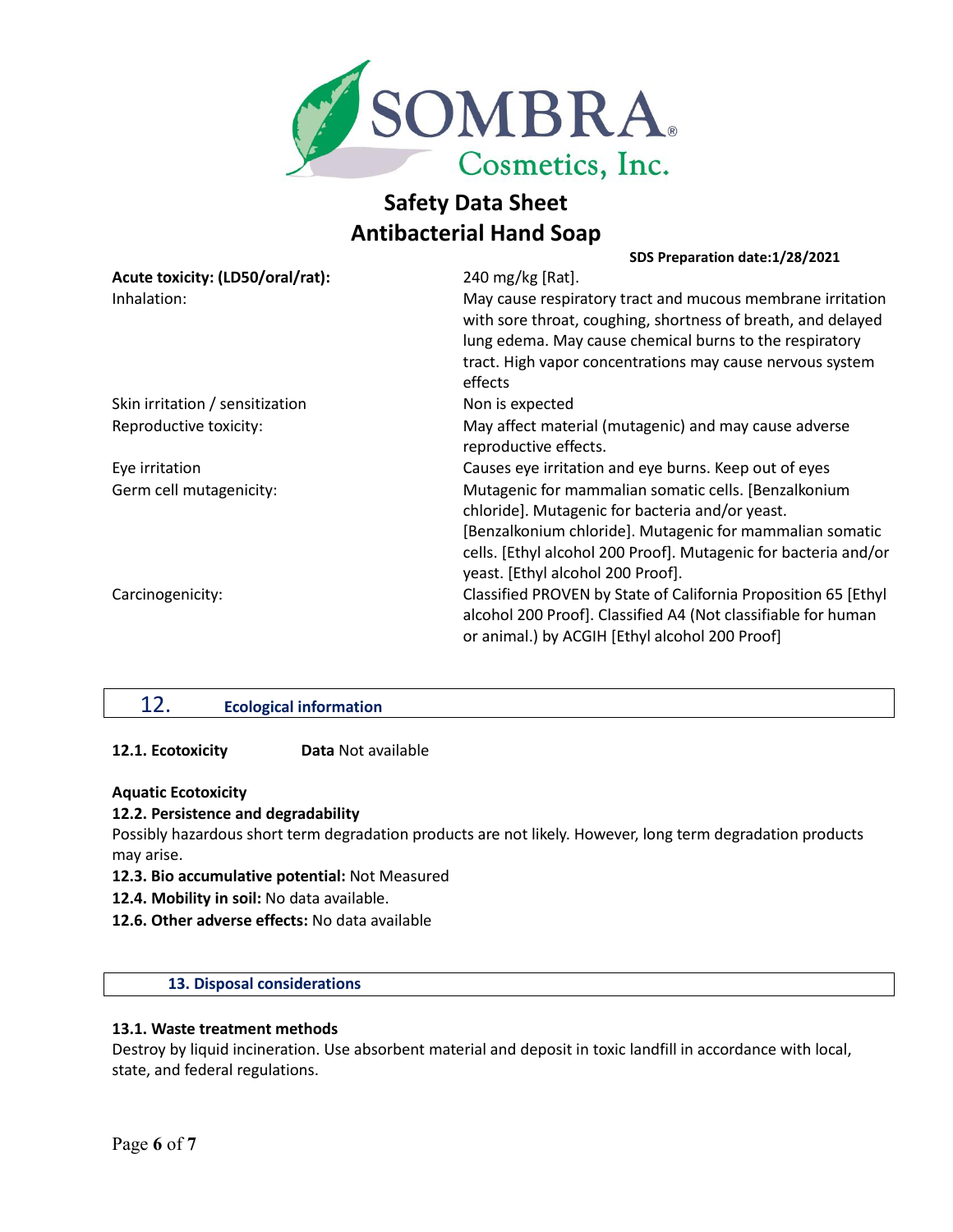# Safety Data Sheet
# Antibacterial Hand Soap

**SDS Preparation date:1/28/2021**

| | |
|---|---|
| **Acute toxicity: (LD50/oral/rat):** | 240 mg/kg [Rat]. |
| Inhalation: | May cause respiratory tract and mucous membrane irritation with sore throat, coughing, shortness of breath, and delayed lung edema. May cause chemical burns to the respiratory tract. High vapor concentrations may cause nervous system effects |
| Skin irritation / sensitization | Non is expected |
| Reproductive toxicity: | May affect material (mutagenic) and may cause adverse reproductive effects. |
| Eye irritation | Causes eye irritation and eye burns. Keep out of eyes |
| Germ cell mutagenicity: | Mutagenic for mammalian somatic cells. [Benzalkonium chloride]. Mutagenic for bacteria and/or yeast. [Benzalkonium chloride]. Mutagenic for mammalian somatic cells. [Ethyl alcohol 200 Proof]. Mutagenic for bacteria and/or yeast. [Ethyl alcohol 200 Proof]. |
| Carcinogenicity: | Classified PROVEN by State of California Proposition 65 [Ethyl alcohol 200 Proof]. Classified A4 (Not classifiable for human or animal.) by ACGIH [Ethyl alcohol 200 Proof] |

## 12. Ecological information

**12.1. Ecotoxicity** **Data** Not available

**Aquatic Ecotoxicity**

**12.2. Persistence and degradability**

Possibly hazardous short term degradation products are not likely. However, long term degradation products may arise.

**12.3. Bio accumulative potential:** Not Measured

**12.4. Mobility in soil:** No data available.

**12.6. Other adverse effects:** No data available

## 13. Disposal considerations

**13.1. Waste treatment methods**

Destroy by liquid incineration. Use absorbent material and deposit in toxic landfill in accordance with local, state, and federal regulations.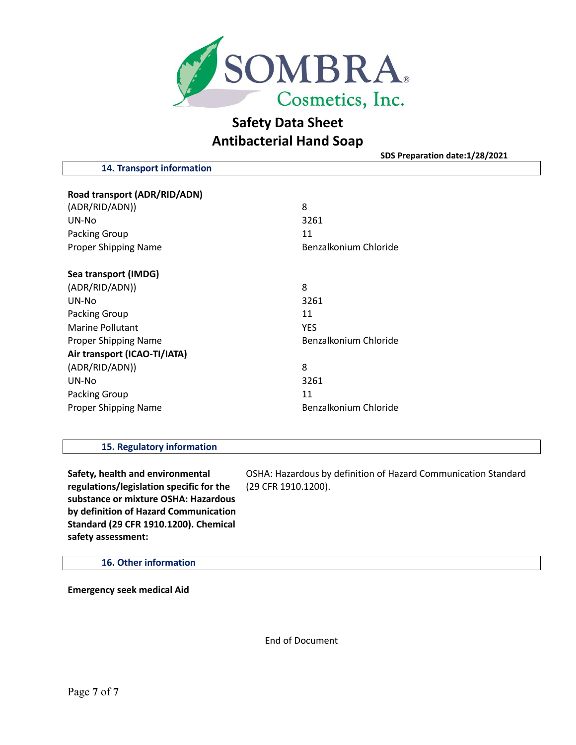# Safety Data Sheet
# Antibacterial Hand Soap

**SDS Preparation date:1/28/2021**

## 14. Transport information

**Road transport (ADR/RID/ADN)**

| | |
|---|---|
| (ADR/RID/ADN)) | 8 |
| UN-No | 3261 |
| Packing Group | 11 |
| Proper Shipping Name | Benzalkonium Chloride |

**Sea transport (IMDG)**

| | |
|---|---|
| (ADR/RID/ADN)) | 8 |
| UN-No | 3261 |
| Packing Group | 11 |
| Marine Pollutant | YES |
| Proper Shipping Name | Benzalkonium Chloride |

**Air transport (ICAO-TI/IATA)**

| | |
|---|---|
| (ADR/RID/ADN)) | 8 |
| UN-No | 3261 |
| Packing Group | 11 |
| Proper Shipping Name | Benzalkonium Chloride |

## 15. Regulatory information

| | |
|---|---|
| **Safety, health and environmental regulations/legislation specific for the substance or mixture OSHA: Hazardous by definition of Hazard Communication Standard (29 CFR 1910.1200). Chemical safety assessment:** | OSHA: Hazardous by definition of Hazard Communication Standard (29 CFR 1910.1200). |

## 16. Other information

**Emergency seek medical Aid**

End of Document